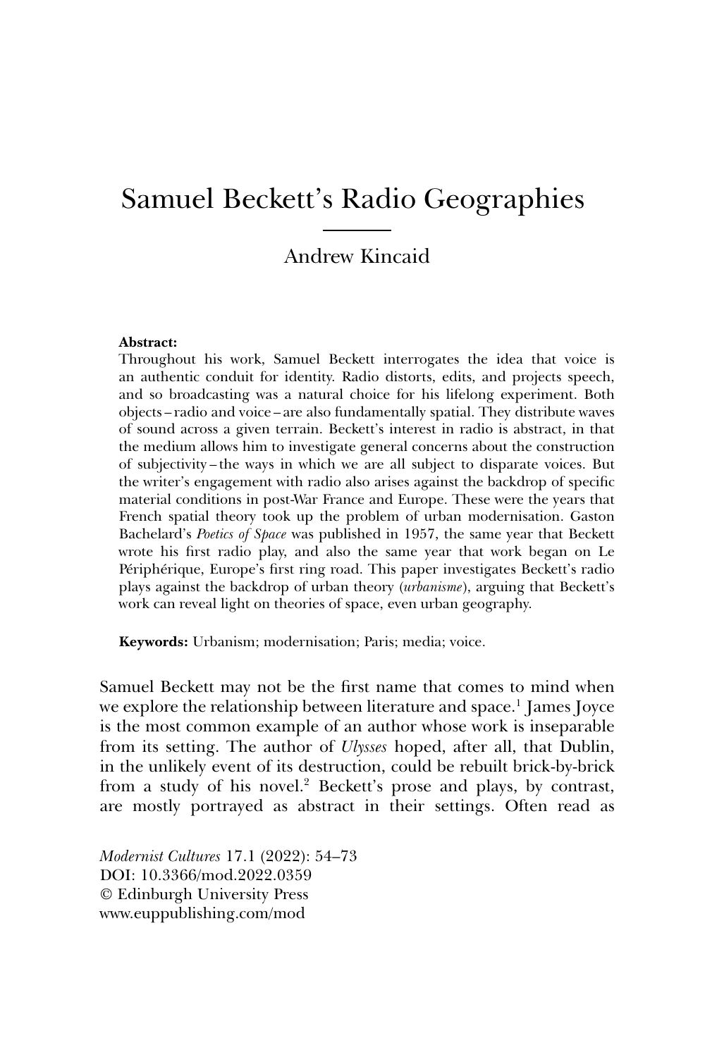# Samuel Beckett's Radio Geographies

Andrew Kincaid

**Abstract:**
Throughout his work, Samuel Beckett interrogates the idea that voice is an authentic conduit for identity. Radio distorts, edits, and projects speech, and so broadcasting was a natural choice for his lifelong experiment. Both objects – radio and voice – are also fundamentally spatial. They distribute waves of sound across a given terrain. Beckett's interest in radio is abstract, in that the medium allows him to investigate general concerns about the construction of subjectivity – the ways in which we are all subject to disparate voices. But the writer's engagement with radio also arises against the backdrop of specific material conditions in post-War France and Europe. These were the years that French spatial theory took up the problem of urban modernisation. Gaston Bachelard's *Poetics of Space* was published in 1957, the same year that Beckett wrote his first radio play, and also the same year that work began on Le Périphérique, Europe's first ring road. This paper investigates Beckett's radio plays against the backdrop of urban theory (*urbanisme*), arguing that Beckett's work can reveal light on theories of space, even urban geography.

**Keywords:** Urbanism; modernisation; Paris; media; voice.

Samuel Beckett may not be the first name that comes to mind when we explore the relationship between literature and space.[1] James Joyce is the most common example of an author whose work is inseparable from its setting. The author of *Ulysses* hoped, after all, that Dublin, in the unlikely event of its destruction, could be rebuilt brick-by-brick from a study of his novel.[2] Beckett's prose and plays, by contrast, are mostly portrayed as abstract in their settings. Often read as

*Modernist Cultures* 17.1 (2022): 54–73
DOI: 10.3366/mod.2022.0359
© Edinburgh University Press
www.euppublishing.com/mod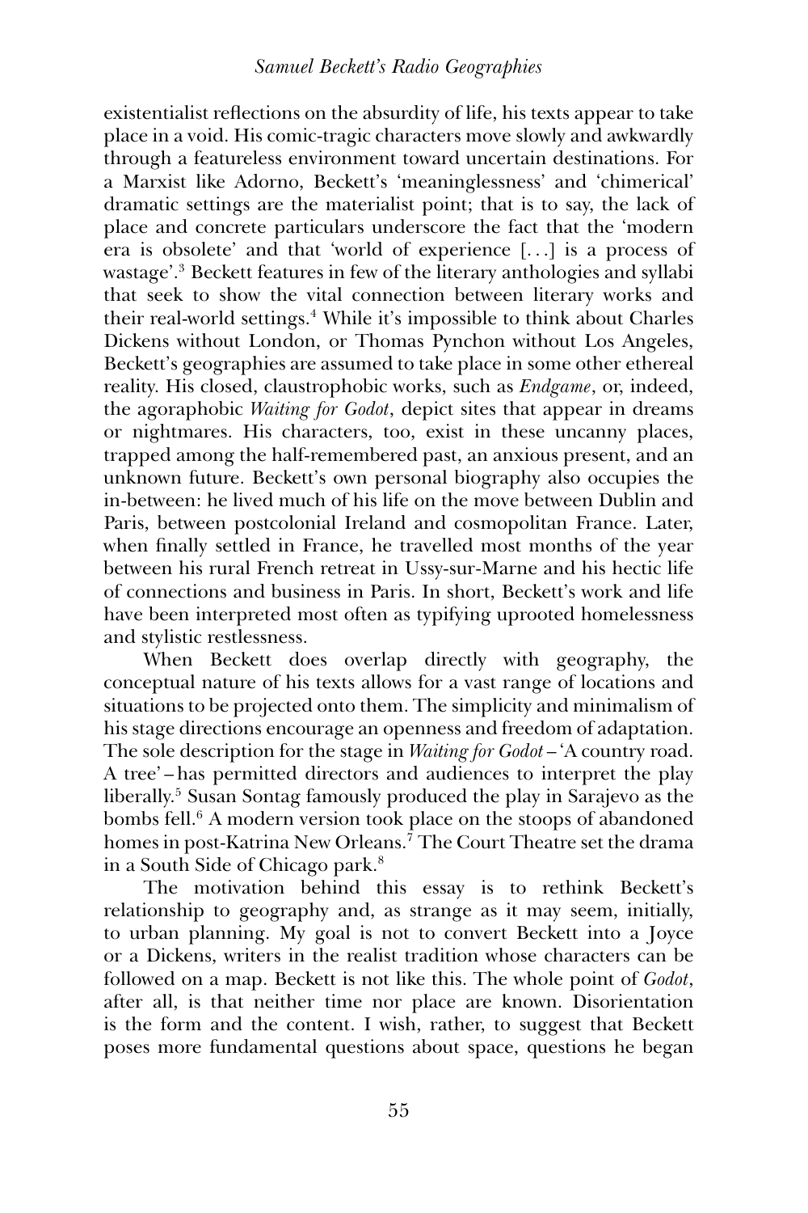existentialist reflections on the absurdity of life, his texts appear to take place in a void. His comic-tragic characters move slowly and awkwardly through a featureless environment toward uncertain destinations. For a Marxist like Adorno, Beckett's 'meaninglessness' and 'chimerical' dramatic settings are the materialist point; that is to say, the lack of place and concrete particulars underscore the fact that the 'modern era is obsolete' and that 'world of experience [...] is a process of wastage'.[3] Beckett features in few of the literary anthologies and syllabi that seek to show the vital connection between literary works and their real-world settings.[4] While it's impossible to think about Charles Dickens without London, or Thomas Pynchon without Los Angeles, Beckett's geographies are assumed to take place in some other ethereal reality. His closed, claustrophobic works, such as *Endgame*, or, indeed, the agoraphobic *Waiting for Godot*, depict sites that appear in dreams or nightmares. His characters, too, exist in these uncanny places, trapped among the half-remembered past, an anxious present, and an unknown future. Beckett's own personal biography also occupies the in-between: he lived much of his life on the move between Dublin and Paris, between postcolonial Ireland and cosmopolitan France. Later, when finally settled in France, he travelled most months of the year between his rural French retreat in Ussy-sur-Marne and his hectic life of connections and business in Paris. In short, Beckett's work and life have been interpreted most often as typifying uprooted homelessness and stylistic restlessness.

When Beckett does overlap directly with geography, the conceptual nature of his texts allows for a vast range of locations and situations to be projected onto them. The simplicity and minimalism of his stage directions encourage an openness and freedom of adaptation. The sole description for the stage in *Waiting for Godot* – 'A country road. A tree' – has permitted directors and audiences to interpret the play liberally.[5] Susan Sontag famously produced the play in Sarajevo as the bombs fell.[6] A modern version took place on the stoops of abandoned homes in post-Katrina New Orleans.[7] The Court Theatre set the drama in a South Side of Chicago park.[8]

The motivation behind this essay is to rethink Beckett's relationship to geography and, as strange as it may seem, initially, to urban planning. My goal is not to convert Beckett into a Joyce or a Dickens, writers in the realist tradition whose characters can be followed on a map. Beckett is not like this. The whole point of *Godot*, after all, is that neither time nor place are known. Disorientation is the form and the content. I wish, rather, to suggest that Beckett poses more fundamental questions about space, questions he began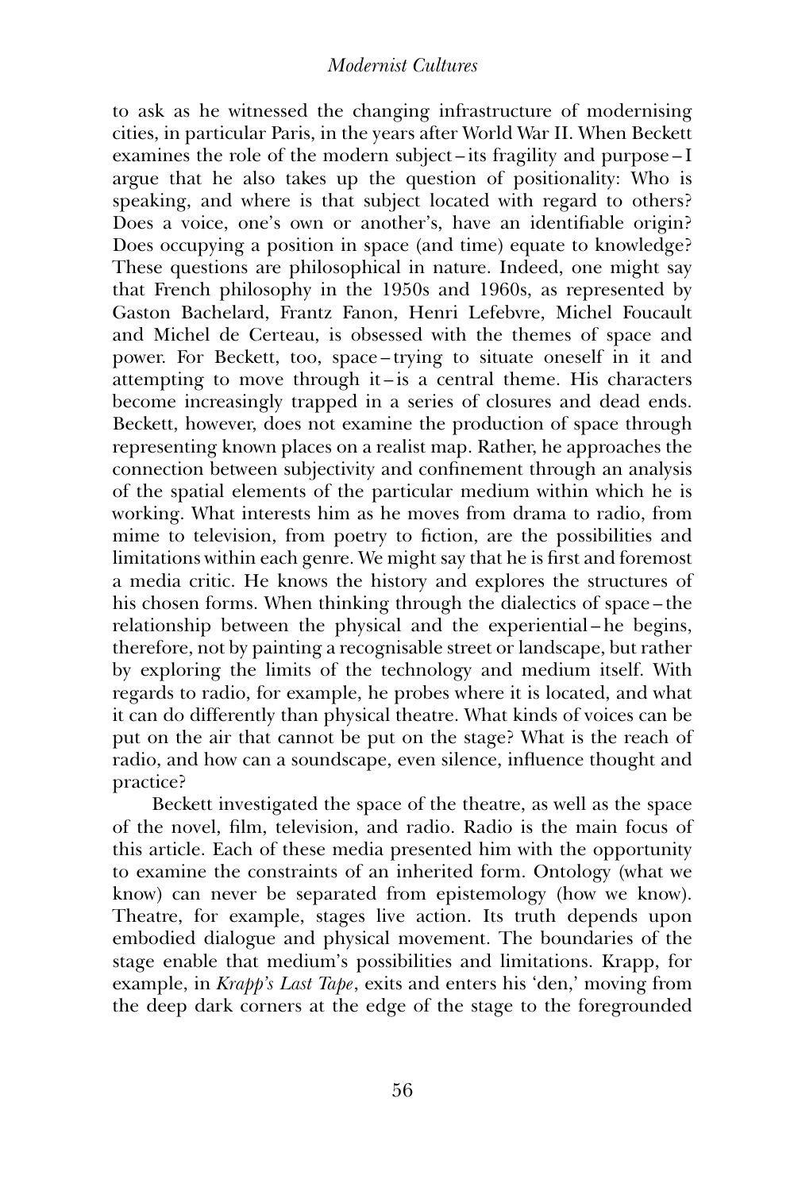to ask as he witnessed the changing infrastructure of modernising cities, in particular Paris, in the years after World War II. When Beckett examines the role of the modern subject – its fragility and purpose – I argue that he also takes up the question of positionality: Who is speaking, and where is that subject located with regard to others? Does a voice, one's own or another's, have an identifiable origin? Does occupying a position in space (and time) equate to knowledge? These questions are philosophical in nature. Indeed, one might say that French philosophy in the 1950s and 1960s, as represented by Gaston Bachelard, Frantz Fanon, Henri Lefebvre, Michel Foucault and Michel de Certeau, is obsessed with the themes of space and power. For Beckett, too, space – trying to situate oneself in it and attempting to move through it – is a central theme. His characters become increasingly trapped in a series of closures and dead ends. Beckett, however, does not examine the production of space through representing known places on a realist map. Rather, he approaches the connection between subjectivity and confinement through an analysis of the spatial elements of the particular medium within which he is working. What interests him as he moves from drama to radio, from mime to television, from poetry to fiction, are the possibilities and limitations within each genre. We might say that he is first and foremost a media critic. He knows the history and explores the structures of his chosen forms. When thinking through the dialectics of space – the relationship between the physical and the experiential – he begins, therefore, not by painting a recognisable street or landscape, but rather by exploring the limits of the technology and medium itself. With regards to radio, for example, he probes where it is located, and what it can do differently than physical theatre. What kinds of voices can be put on the air that cannot be put on the stage? What is the reach of radio, and how can a soundscape, even silence, influence thought and practice?

Beckett investigated the space of the theatre, as well as the space of the novel, film, television, and radio. Radio is the main focus of this article. Each of these media presented him with the opportunity to examine the constraints of an inherited form. Ontology (what we know) can never be separated from epistemology (how we know). Theatre, for example, stages live action. Its truth depends upon embodied dialogue and physical movement. The boundaries of the stage enable that medium's possibilities and limitations. Krapp, for example, in *Krapp's Last Tape*, exits and enters his 'den,' moving from the deep dark corners at the edge of the stage to the foregrounded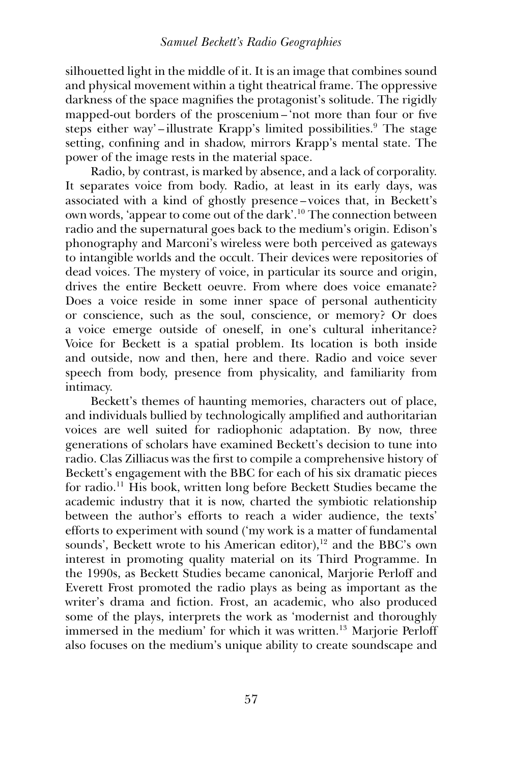silhouetted light in the middle of it. It is an image that combines sound and physical movement within a tight theatrical frame. The oppressive darkness of the space magnifies the protagonist's solitude. The rigidly mapped-out borders of the proscenium – 'not more than four or five steps either way' – illustrate Krapp's limited possibilities.[9] The stage setting, confining and in shadow, mirrors Krapp's mental state. The power of the image rests in the material space.

Radio, by contrast, is marked by absence, and a lack of corporality. It separates voice from body. Radio, at least in its early days, was associated with a kind of ghostly presence – voices that, in Beckett's own words, 'appear to come out of the dark'.[10] The connection between radio and the supernatural goes back to the medium's origin. Edison's phonography and Marconi's wireless were both perceived as gateways to intangible worlds and the occult. Their devices were repositories of dead voices. The mystery of voice, in particular its source and origin, drives the entire Beckett oeuvre. From where does voice emanate? Does a voice reside in some inner space of personal authenticity or conscience, such as the soul, conscience, or memory? Or does a voice emerge outside of oneself, in one's cultural inheritance? Voice for Beckett is a spatial problem. Its location is both inside and outside, now and then, here and there. Radio and voice sever speech from body, presence from physicality, and familiarity from intimacy.

Beckett's themes of haunting memories, characters out of place, and individuals bullied by technologically amplified and authoritarian voices are well suited for radiophonic adaptation. By now, three generations of scholars have examined Beckett's decision to tune into radio. Clas Zilliacus was the first to compile a comprehensive history of Beckett's engagement with the BBC for each of his six dramatic pieces for radio.[11] His book, written long before Beckett Studies became the academic industry that it is now, charted the symbiotic relationship between the author's efforts to reach a wider audience, the texts' efforts to experiment with sound ('my work is a matter of fundamental sounds', Beckett wrote to his American editor),[12] and the BBC's own interest in promoting quality material on its Third Programme. In the 1990s, as Beckett Studies became canonical, Marjorie Perloff and Everett Frost promoted the radio plays as being as important as the writer's drama and fiction. Frost, an academic, who also produced some of the plays, interprets the work as 'modernist and thoroughly immersed in the medium' for which it was written.[13] Marjorie Perloff also focuses on the medium's unique ability to create soundscape and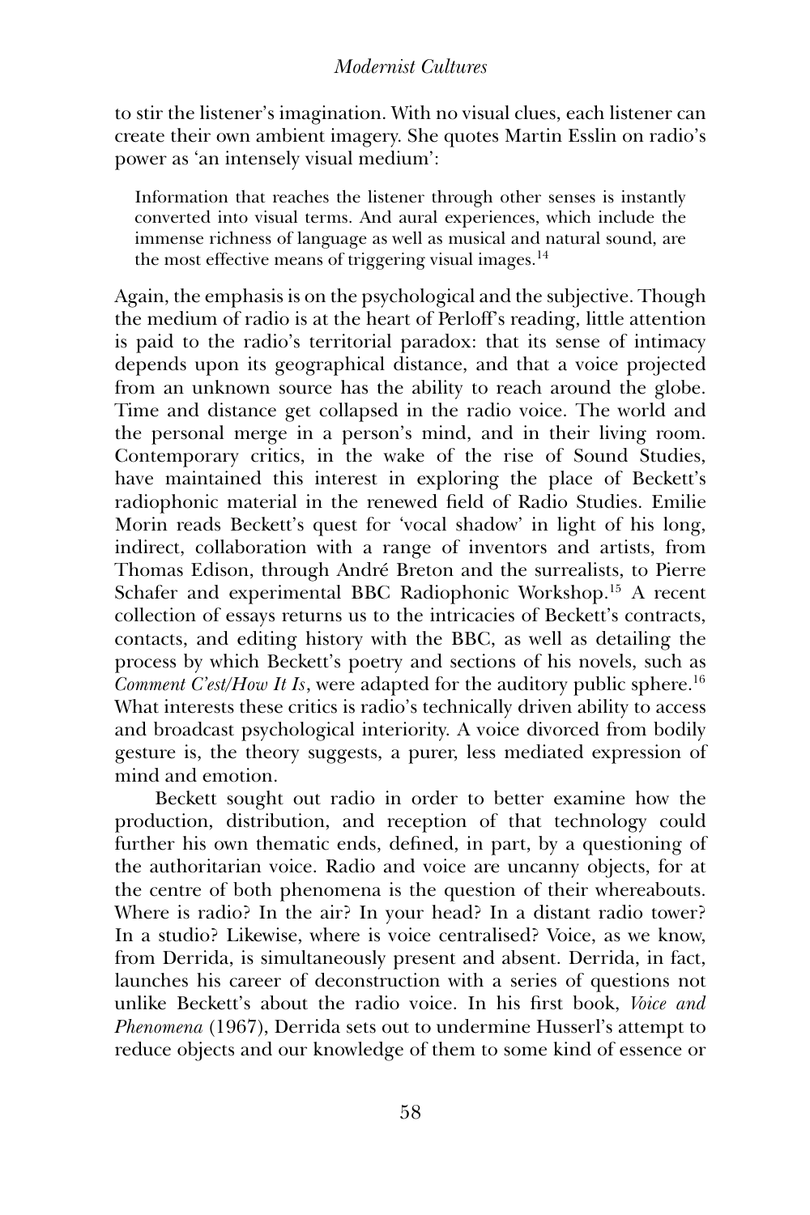to stir the listener's imagination. With no visual clues, each listener can create their own ambient imagery. She quotes Martin Esslin on radio's power as 'an intensely visual medium':

> Information that reaches the listener through other senses is instantly converted into visual terms. And aural experiences, which include the immense richness of language as well as musical and natural sound, are the most effective means of triggering visual images.[14]

Again, the emphasis is on the psychological and the subjective. Though the medium of radio is at the heart of Perloff's reading, little attention is paid to the radio's territorial paradox: that its sense of intimacy depends upon its geographical distance, and that a voice projected from an unknown source has the ability to reach around the globe. Time and distance get collapsed in the radio voice. The world and the personal merge in a person's mind, and in their living room. Contemporary critics, in the wake of the rise of Sound Studies, have maintained this interest in exploring the place of Beckett's radiophonic material in the renewed field of Radio Studies. Emilie Morin reads Beckett's quest for 'vocal shadow' in light of his long, indirect, collaboration with a range of inventors and artists, from Thomas Edison, through André Breton and the surrealists, to Pierre Schafer and experimental BBC Radiophonic Workshop.[15] A recent collection of essays returns us to the intricacies of Beckett's contracts, contacts, and editing history with the BBC, as well as detailing the process by which Beckett's poetry and sections of his novels, such as *Comment C'est/How It Is*, were adapted for the auditory public sphere.[16] What interests these critics is radio's technically driven ability to access and broadcast psychological interiority. A voice divorced from bodily gesture is, the theory suggests, a purer, less mediated expression of mind and emotion.

Beckett sought out radio in order to better examine how the production, distribution, and reception of that technology could further his own thematic ends, defined, in part, by a questioning of the authoritarian voice. Radio and voice are uncanny objects, for at the centre of both phenomena is the question of their whereabouts. Where is radio? In the air? In your head? In a distant radio tower? In a studio? Likewise, where is voice centralised? Voice, as we know, from Derrida, is simultaneously present and absent. Derrida, in fact, launches his career of deconstruction with a series of questions not unlike Beckett's about the radio voice. In his first book, *Voice and Phenomena* (1967), Derrida sets out to undermine Husserl's attempt to reduce objects and our knowledge of them to some kind of essence or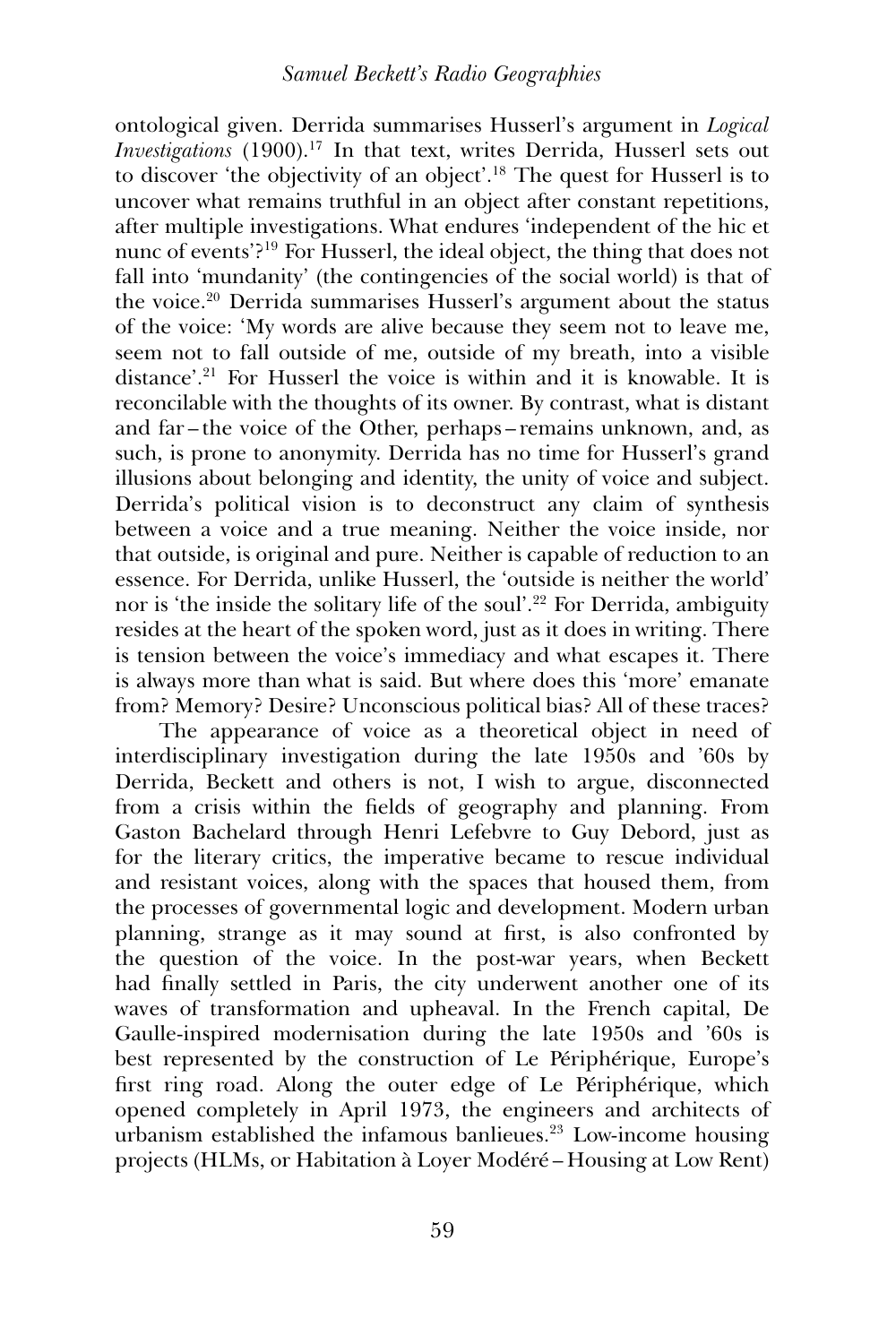ontological given. Derrida summarises Husserl's argument in *Logical Investigations* (1900).[17] In that text, writes Derrida, Husserl sets out to discover 'the objectivity of an object'.[18] The quest for Husserl is to uncover what remains truthful in an object after constant repetitions, after multiple investigations. What endures 'independent of the hic et nunc of events'?[19] For Husserl, the ideal object, the thing that does not fall into 'mundanity' (the contingencies of the social world) is that of the voice.[20] Derrida summarises Husserl's argument about the status of the voice: 'My words are alive because they seem not to leave me, seem not to fall outside of me, outside of my breath, into a visible distance'.[21] For Husserl the voice is within and it is knowable. It is reconcilable with the thoughts of its owner. By contrast, what is distant and far – the voice of the Other, perhaps – remains unknown, and, as such, is prone to anonymity. Derrida has no time for Husserl's grand illusions about belonging and identity, the unity of voice and subject. Derrida's political vision is to deconstruct any claim of synthesis between a voice and a true meaning. Neither the voice inside, nor that outside, is original and pure. Neither is capable of reduction to an essence. For Derrida, unlike Husserl, the 'outside is neither the world' nor is 'the inside the solitary life of the soul'.[22] For Derrida, ambiguity resides at the heart of the spoken word, just as it does in writing. There is tension between the voice's immediacy and what escapes it. There is always more than what is said. But where does this 'more' emanate from? Memory? Desire? Unconscious political bias? All of these traces?

The appearance of voice as a theoretical object in need of interdisciplinary investigation during the late 1950s and '60s by Derrida, Beckett and others is not, I wish to argue, disconnected from a crisis within the fields of geography and planning. From Gaston Bachelard through Henri Lefebvre to Guy Debord, just as for the literary critics, the imperative became to rescue individual and resistant voices, along with the spaces that housed them, from the processes of governmental logic and development. Modern urban planning, strange as it may sound at first, is also confronted by the question of the voice. In the post-war years, when Beckett had finally settled in Paris, the city underwent another one of its waves of transformation and upheaval. In the French capital, De Gaulle-inspired modernisation during the late 1950s and '60s is best represented by the construction of Le Périphérique, Europe's first ring road. Along the outer edge of Le Périphérique, which opened completely in April 1973, the engineers and architects of urbanism established the infamous banlieues.[23] Low-income housing projects (HLMs, or Habitation à Loyer Modéré – Housing at Low Rent)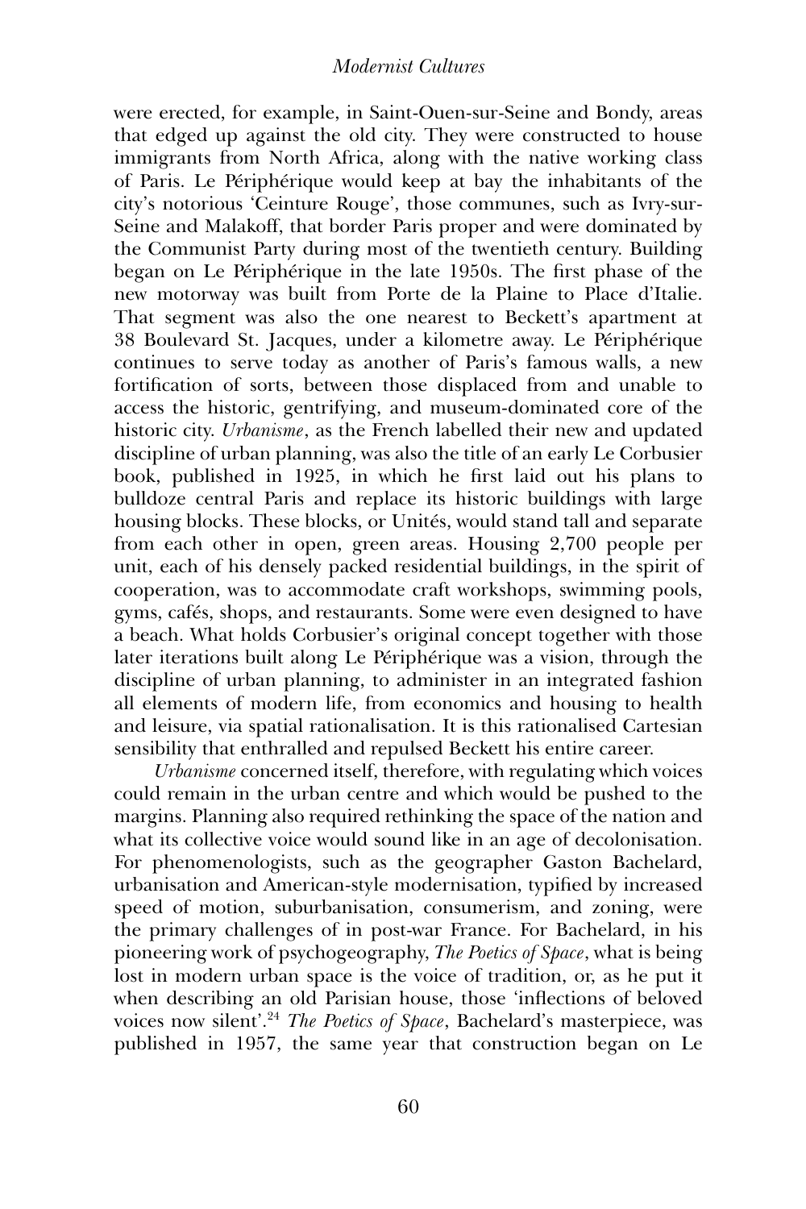were erected, for example, in Saint-Ouen-sur-Seine and Bondy, areas that edged up against the old city. They were constructed to house immigrants from North Africa, along with the native working class of Paris. Le Périphérique would keep at bay the inhabitants of the city's notorious 'Ceinture Rouge', those communes, such as Ivry-sur-Seine and Malakoff, that border Paris proper and were dominated by the Communist Party during most of the twentieth century. Building began on Le Périphérique in the late 1950s. The first phase of the new motorway was built from Porte de la Plaine to Place d'Italie. That segment was also the one nearest to Beckett's apartment at 38 Boulevard St. Jacques, under a kilometre away. Le Périphérique continues to serve today as another of Paris's famous walls, a new fortification of sorts, between those displaced from and unable to access the historic, gentrifying, and museum-dominated core of the historic city. *Urbanisme*, as the French labelled their new and updated discipline of urban planning, was also the title of an early Le Corbusier book, published in 1925, in which he first laid out his plans to bulldoze central Paris and replace its historic buildings with large housing blocks. These blocks, or Unités, would stand tall and separate from each other in open, green areas. Housing 2,700 people per unit, each of his densely packed residential buildings, in the spirit of cooperation, was to accommodate craft workshops, swimming pools, gyms, cafés, shops, and restaurants. Some were even designed to have a beach. What holds Corbusier's original concept together with those later iterations built along Le Périphérique was a vision, through the discipline of urban planning, to administer in an integrated fashion all elements of modern life, from economics and housing to health and leisure, via spatial rationalisation. It is this rationalised Cartesian sensibility that enthralled and repulsed Beckett his entire career.

*Urbanisme* concerned itself, therefore, with regulating which voices could remain in the urban centre and which would be pushed to the margins. Planning also required rethinking the space of the nation and what its collective voice would sound like in an age of decolonisation. For phenomenologists, such as the geographer Gaston Bachelard, urbanisation and American-style modernisation, typified by increased speed of motion, suburbanisation, consumerism, and zoning, were the primary challenges of in post-war France. For Bachelard, in his pioneering work of psychogeography, *The Poetics of Space*, what is being lost in modern urban space is the voice of tradition, or, as he put it when describing an old Parisian house, those 'inflections of beloved voices now silent'.[24] *The Poetics of Space*, Bachelard's masterpiece, was published in 1957, the same year that construction began on Le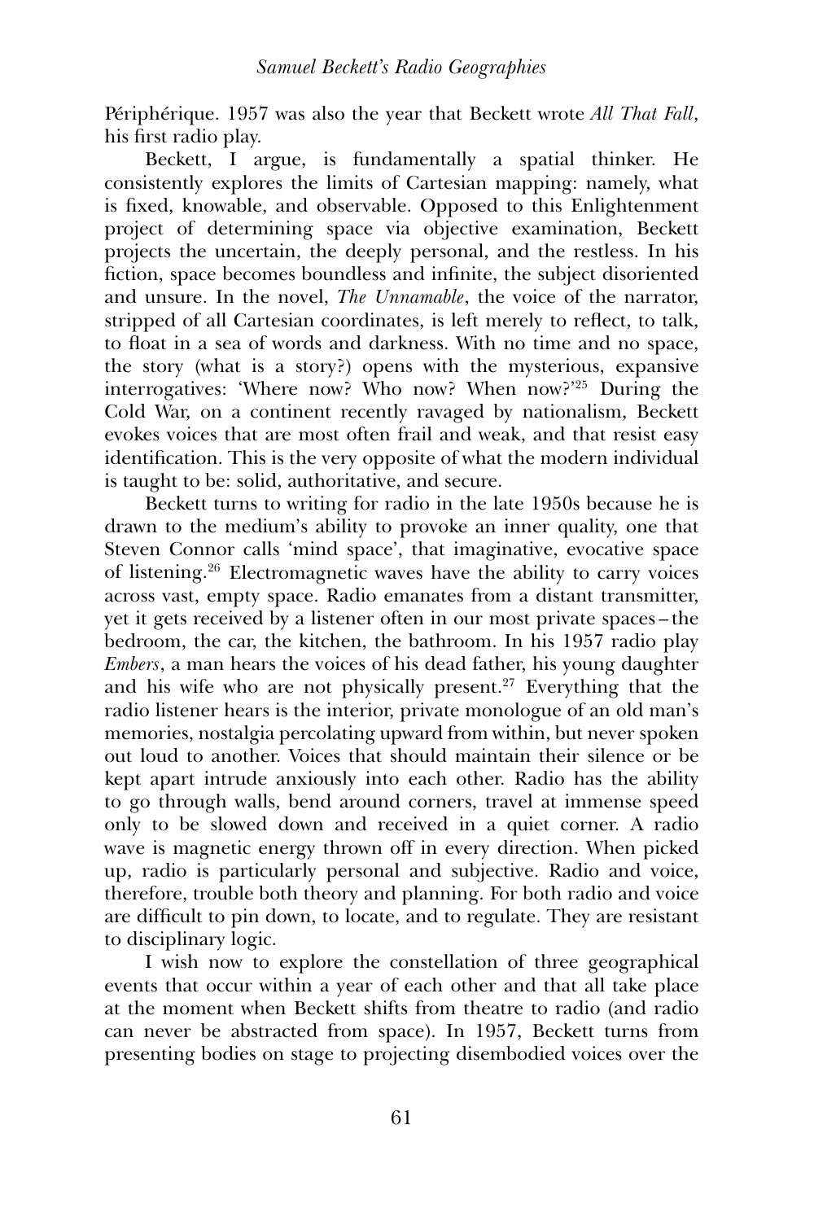Périphérique. 1957 was also the year that Beckett wrote *All That Fall*, his first radio play.

Beckett, I argue, is fundamentally a spatial thinker. He consistently explores the limits of Cartesian mapping: namely, what is fixed, knowable, and observable. Opposed to this Enlightenment project of determining space via objective examination, Beckett projects the uncertain, the deeply personal, and the restless. In his fiction, space becomes boundless and infinite, the subject disoriented and unsure. In the novel, *The Unnamable*, the voice of the narrator, stripped of all Cartesian coordinates, is left merely to reflect, to talk, to float in a sea of words and darkness. With no time and no space, the story (what is a story?) opens with the mysterious, expansive interrogatives: 'Where now? Who now? When now?'[25] During the Cold War, on a continent recently ravaged by nationalism, Beckett evokes voices that are most often frail and weak, and that resist easy identification. This is the very opposite of what the modern individual is taught to be: solid, authoritative, and secure.

Beckett turns to writing for radio in the late 1950s because he is drawn to the medium's ability to provoke an inner quality, one that Steven Connor calls 'mind space', that imaginative, evocative space of listening.[26] Electromagnetic waves have the ability to carry voices across vast, empty space. Radio emanates from a distant transmitter, yet it gets received by a listener often in our most private spaces – the bedroom, the car, the kitchen, the bathroom. In his 1957 radio play *Embers*, a man hears the voices of his dead father, his young daughter and his wife who are not physically present.[27] Everything that the radio listener hears is the interior, private monologue of an old man's memories, nostalgia percolating upward from within, but never spoken out loud to another. Voices that should maintain their silence or be kept apart intrude anxiously into each other. Radio has the ability to go through walls, bend around corners, travel at immense speed only to be slowed down and received in a quiet corner. A radio wave is magnetic energy thrown off in every direction. When picked up, radio is particularly personal and subjective. Radio and voice, therefore, trouble both theory and planning. For both radio and voice are difficult to pin down, to locate, and to regulate. They are resistant to disciplinary logic.

I wish now to explore the constellation of three geographical events that occur within a year of each other and that all take place at the moment when Beckett shifts from theatre to radio (and radio can never be abstracted from space). In 1957, Beckett turns from presenting bodies on stage to projecting disembodied voices over the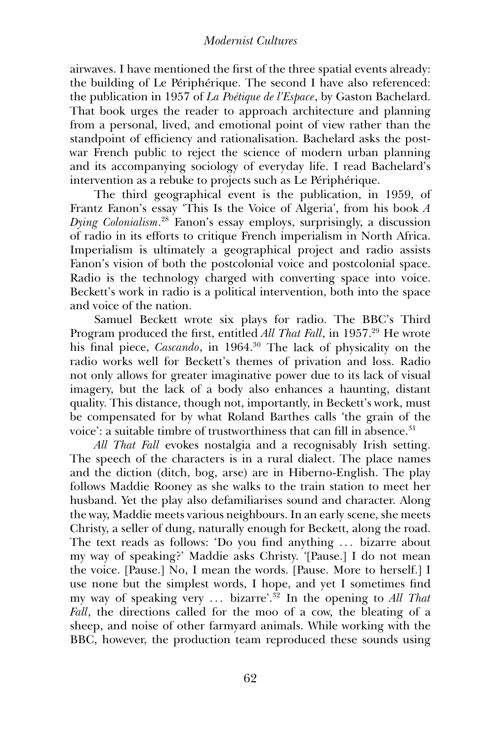airwaves. I have mentioned the first of the three spatial events already: the building of Le Périphérique. The second I have also referenced: the publication in 1957 of *La Poétique de l'Espace*, by Gaston Bachelard. That book urges the reader to approach architecture and planning from a personal, lived, and emotional point of view rather than the standpoint of efficiency and rationalisation. Bachelard asks the post-war French public to reject the science of modern urban planning and its accompanying sociology of everyday life. I read Bachelard's intervention as a rebuke to projects such as Le Périphérique.

The third geographical event is the publication, in 1959, of Frantz Fanon's essay 'This Is the Voice of Algeria', from his book *A Dying Colonialism*.[28] Fanon's essay employs, surprisingly, a discussion of radio in its efforts to critique French imperialism in North Africa. Imperialism is ultimately a geographical project and radio assists Fanon's vision of both the postcolonial voice and postcolonial space. Radio is the technology charged with converting space into voice. Beckett's work in radio is a political intervention, both into the space and voice of the nation.

Samuel Beckett wrote six plays for radio. The BBC's Third Program produced the first, entitled *All That Fall*, in 1957.[29] He wrote his final piece, *Cascando*, in 1964.[30] The lack of physicality on the radio works well for Beckett's themes of privation and loss. Radio not only allows for greater imaginative power due to its lack of visual imagery, but the lack of a body also enhances a haunting, distant quality. This distance, though not, importantly, in Beckett's work, must be compensated for by what Roland Barthes calls 'the grain of the voice': a suitable timbre of trustworthiness that can fill in absence.[31]

*All That Fall* evokes nostalgia and a recognisably Irish setting. The speech of the characters is in a rural dialect. The place names and the diction (ditch, bog, arse) are in Hiberno-English. The play follows Maddie Rooney as she walks to the train station to meet her husband. Yet the play also defamiliarises sound and character. Along the way, Maddie meets various neighbours. In an early scene, she meets Christy, a seller of dung, naturally enough for Beckett, along the road. The text reads as follows: 'Do you find anything … bizarre about my way of speaking?' Maddie asks Christy. '[Pause.] I do not mean the voice. [Pause.] No, I mean the words. [Pause. More to herself.] I use none but the simplest words, I hope, and yet I sometimes find my way of speaking very … bizarre'.[32] In the opening to *All That Fall*, the directions called for the moo of a cow, the bleating of a sheep, and noise of other farmyard animals. While working with the BBC, however, the production team reproduced these sounds using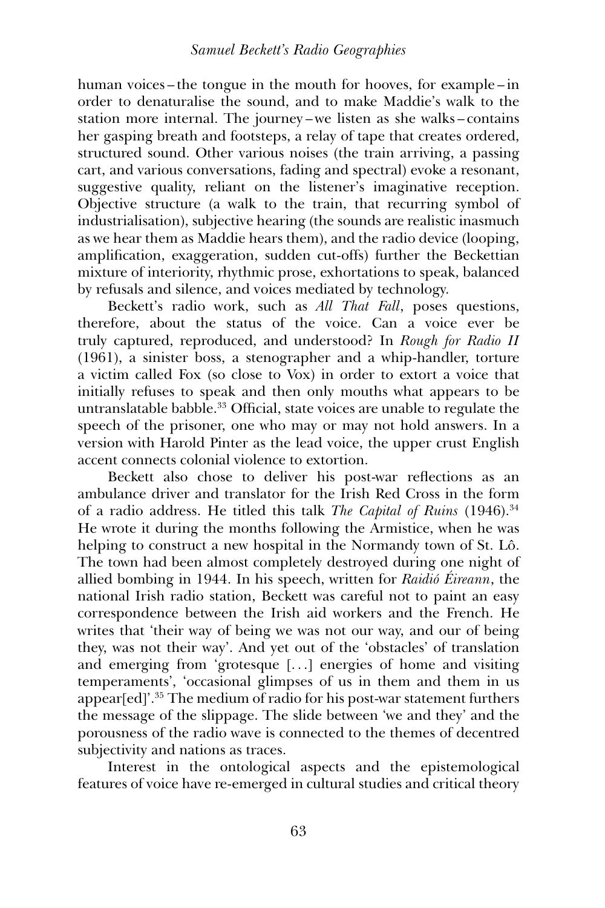human voices – the tongue in the mouth for hooves, for example – in order to denaturalise the sound, and to make Maddie's walk to the station more internal. The journey – we listen as she walks – contains her gasping breath and footsteps, a relay of tape that creates ordered, structured sound. Other various noises (the train arriving, a passing cart, and various conversations, fading and spectral) evoke a resonant, suggestive quality, reliant on the listener's imaginative reception. Objective structure (a walk to the train, that recurring symbol of industrialisation), subjective hearing (the sounds are realistic inasmuch as we hear them as Maddie hears them), and the radio device (looping, amplification, exaggeration, sudden cut-offs) further the Beckettian mixture of interiority, rhythmic prose, exhortations to speak, balanced by refusals and silence, and voices mediated by technology.

Beckett's radio work, such as *All That Fall*, poses questions, therefore, about the status of the voice. Can a voice ever be truly captured, reproduced, and understood? In *Rough for Radio II* (1961), a sinister boss, a stenographer and a whip-handler, torture a victim called Fox (so close to Vox) in order to extort a voice that initially refuses to speak and then only mouths what appears to be untranslatable babble.[33] Official, state voices are unable to regulate the speech of the prisoner, one who may or may not hold answers. In a version with Harold Pinter as the lead voice, the upper crust English accent connects colonial violence to extortion.

Beckett also chose to deliver his post-war reflections as an ambulance driver and translator for the Irish Red Cross in the form of a radio address. He titled this talk *The Capital of Ruins* (1946).[34] He wrote it during the months following the Armistice, when he was helping to construct a new hospital in the Normandy town of St. Lô. The town had been almost completely destroyed during one night of allied bombing in 1944. In his speech, written for *Raidió Éireann*, the national Irish radio station, Beckett was careful not to paint an easy correspondence between the Irish aid workers and the French. He writes that 'their way of being we was not our way, and our of being they, was not their way'. And yet out of the 'obstacles' of translation and emerging from 'grotesque [. . .] energies of home and visiting temperaments', 'occasional glimpses of us in them and them in us appear[ed]'.[35] The medium of radio for his post-war statement furthers the message of the slippage. The slide between 'we and they' and the porousness of the radio wave is connected to the themes of decentred subjectivity and nations as traces.

Interest in the ontological aspects and the epistemological features of voice have re-emerged in cultural studies and critical theory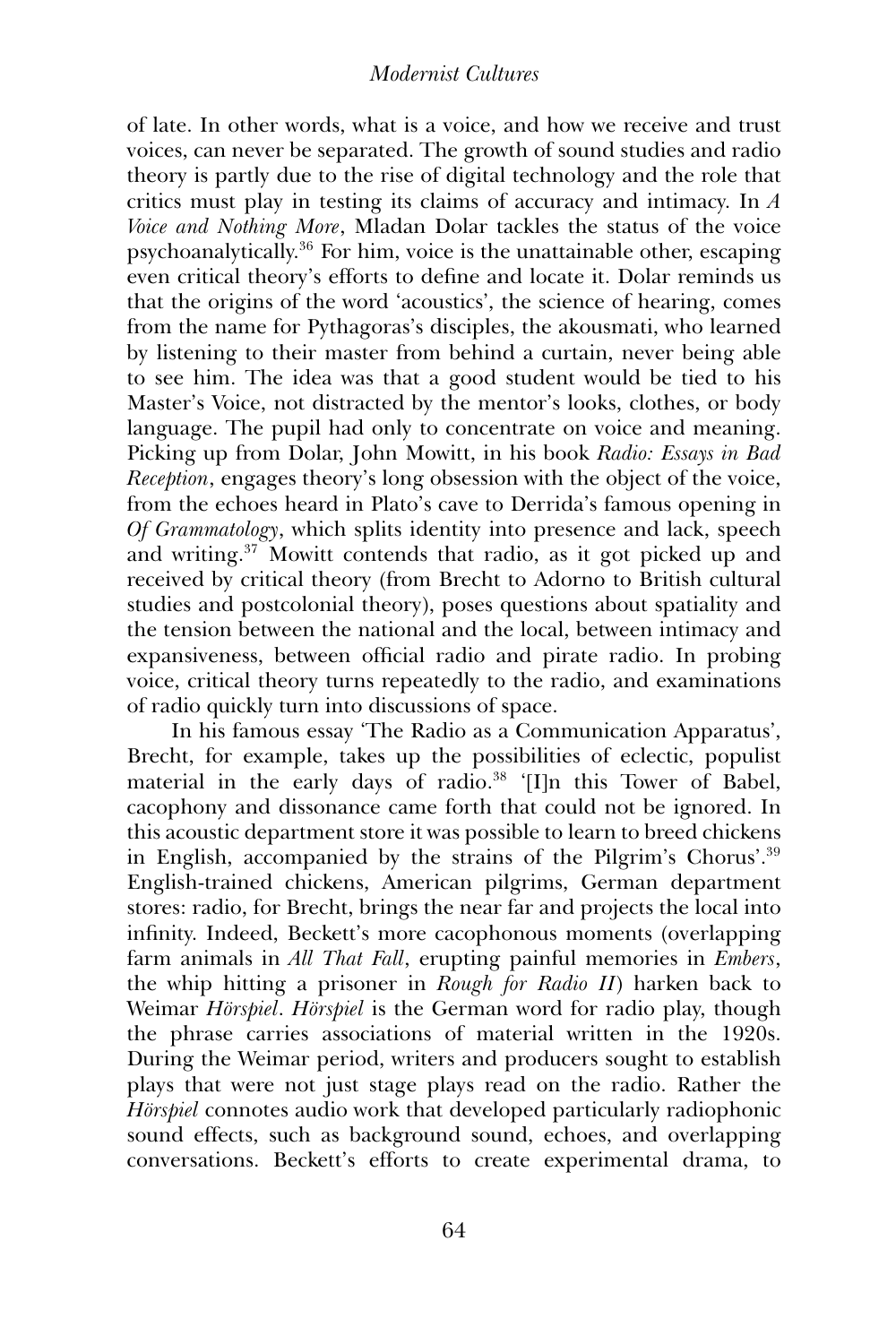of late. In other words, what is a voice, and how we receive and trust voices, can never be separated. The growth of sound studies and radio theory is partly due to the rise of digital technology and the role that critics must play in testing its claims of accuracy and intimacy. In *A Voice and Nothing More*, Mladan Dolar tackles the status of the voice psychoanalytically.[36] For him, voice is the unattainable other, escaping even critical theory's efforts to define and locate it. Dolar reminds us that the origins of the word 'acoustics', the science of hearing, comes from the name for Pythagoras's disciples, the akousmati, who learned by listening to their master from behind a curtain, never being able to see him. The idea was that a good student would be tied to his Master's Voice, not distracted by the mentor's looks, clothes, or body language. The pupil had only to concentrate on voice and meaning. Picking up from Dolar, John Mowitt, in his book *Radio: Essays in Bad Reception*, engages theory's long obsession with the object of the voice, from the echoes heard in Plato's cave to Derrida's famous opening in *Of Grammatology*, which splits identity into presence and lack, speech and writing.[37] Mowitt contends that radio, as it got picked up and received by critical theory (from Brecht to Adorno to British cultural studies and postcolonial theory), poses questions about spatiality and the tension between the national and the local, between intimacy and expansiveness, between official radio and pirate radio. In probing voice, critical theory turns repeatedly to the radio, and examinations of radio quickly turn into discussions of space.

In his famous essay 'The Radio as a Communication Apparatus', Brecht, for example, takes up the possibilities of eclectic, populist material in the early days of radio.[38] '[I]n this Tower of Babel, cacophony and dissonance came forth that could not be ignored. In this acoustic department store it was possible to learn to breed chickens in English, accompanied by the strains of the Pilgrim's Chorus'.[39] English-trained chickens, American pilgrims, German department stores: radio, for Brecht, brings the near far and projects the local into infinity. Indeed, Beckett's more cacophonous moments (overlapping farm animals in *All That Fall*, erupting painful memories in *Embers*, the whip hitting a prisoner in *Rough for Radio II*) harken back to Weimar *Hörspiel*. *Hörspiel* is the German word for radio play, though the phrase carries associations of material written in the 1920s. During the Weimar period, writers and producers sought to establish plays that were not just stage plays read on the radio. Rather the *Hörspiel* connotes audio work that developed particularly radiophonic sound effects, such as background sound, echoes, and overlapping conversations. Beckett's efforts to create experimental drama, to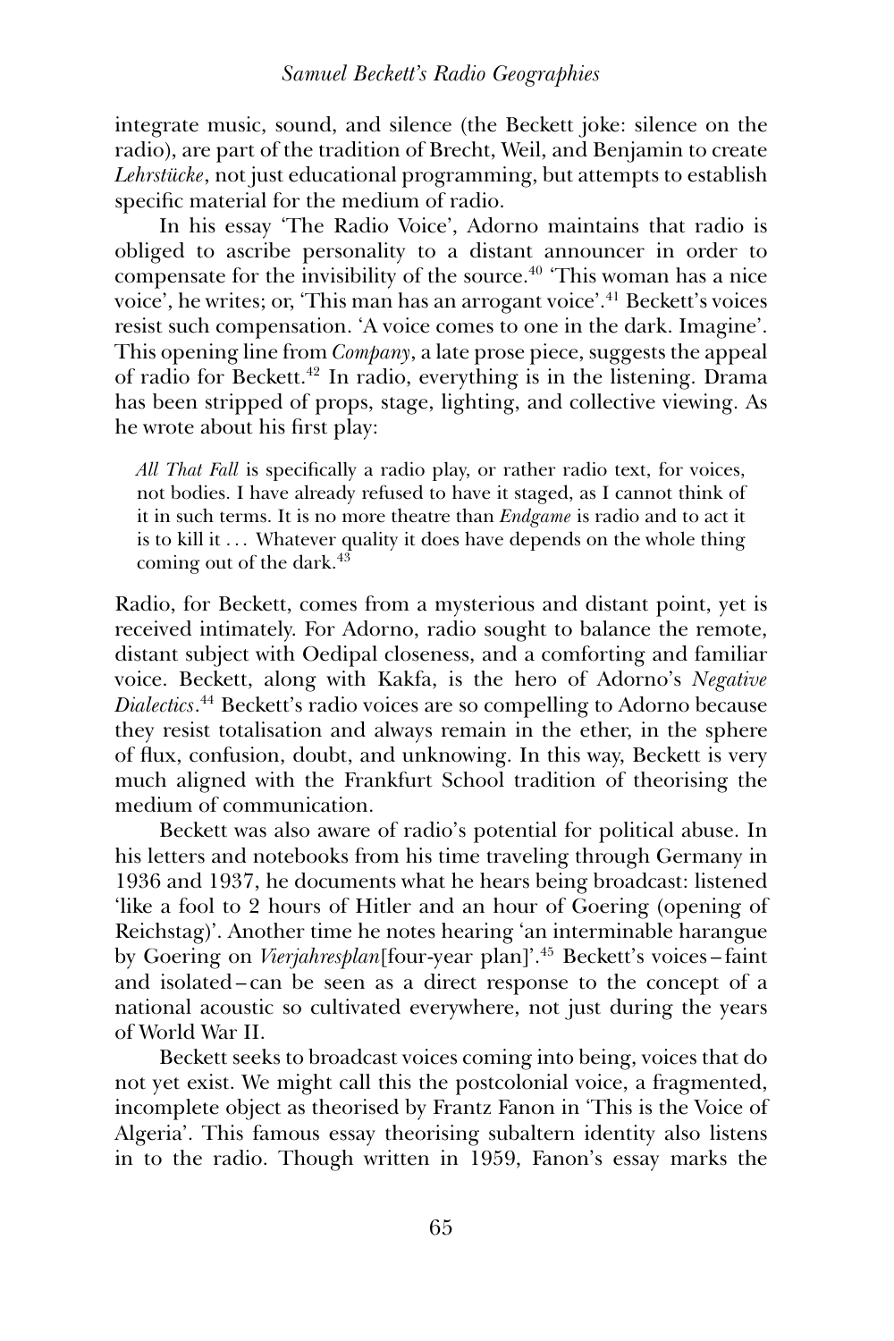integrate music, sound, and silence (the Beckett joke: silence on the radio), are part of the tradition of Brecht, Weil, and Benjamin to create *Lehrstücke*, not just educational programming, but attempts to establish specific material for the medium of radio.

In his essay 'The Radio Voice', Adorno maintains that radio is obliged to ascribe personality to a distant announcer in order to compensate for the invisibility of the source.[40] 'This woman has a nice voice', he writes; or, 'This man has an arrogant voice'.[41] Beckett's voices resist such compensation. 'A voice comes to one in the dark. Imagine'. This opening line from *Company*, a late prose piece, suggests the appeal of radio for Beckett.[42] In radio, everything is in the listening. Drama has been stripped of props, stage, lighting, and collective viewing. As he wrote about his first play:

> *All That Fall* is specifically a radio play, or rather radio text, for voices, not bodies. I have already refused to have it staged, as I cannot think of it in such terms. It is no more theatre than *Endgame* is radio and to act it is to kill it . . . Whatever quality it does have depends on the whole thing coming out of the dark.[43]

Radio, for Beckett, comes from a mysterious and distant point, yet is received intimately. For Adorno, radio sought to balance the remote, distant subject with Oedipal closeness, and a comforting and familiar voice. Beckett, along with Kakfa, is the hero of Adorno's *Negative Dialectics*.[44] Beckett's radio voices are so compelling to Adorno because they resist totalisation and always remain in the ether, in the sphere of flux, confusion, doubt, and unknowing. In this way, Beckett is very much aligned with the Frankfurt School tradition of theorising the medium of communication.

Beckett was also aware of radio's potential for political abuse. In his letters and notebooks from his time traveling through Germany in 1936 and 1937, he documents what he hears being broadcast: listened 'like a fool to 2 hours of Hitler and an hour of Goering (opening of Reichstag)'. Another time he notes hearing 'an interminable harangue by Goering on *Vierjahresplan*[four-year plan]'.[45] Beckett's voices – faint and isolated – can be seen as a direct response to the concept of a national acoustic so cultivated everywhere, not just during the years of World War II.

Beckett seeks to broadcast voices coming into being, voices that do not yet exist. We might call this the postcolonial voice, a fragmented, incomplete object as theorised by Frantz Fanon in 'This is the Voice of Algeria'. This famous essay theorising subaltern identity also listens in to the radio. Though written in 1959, Fanon's essay marks the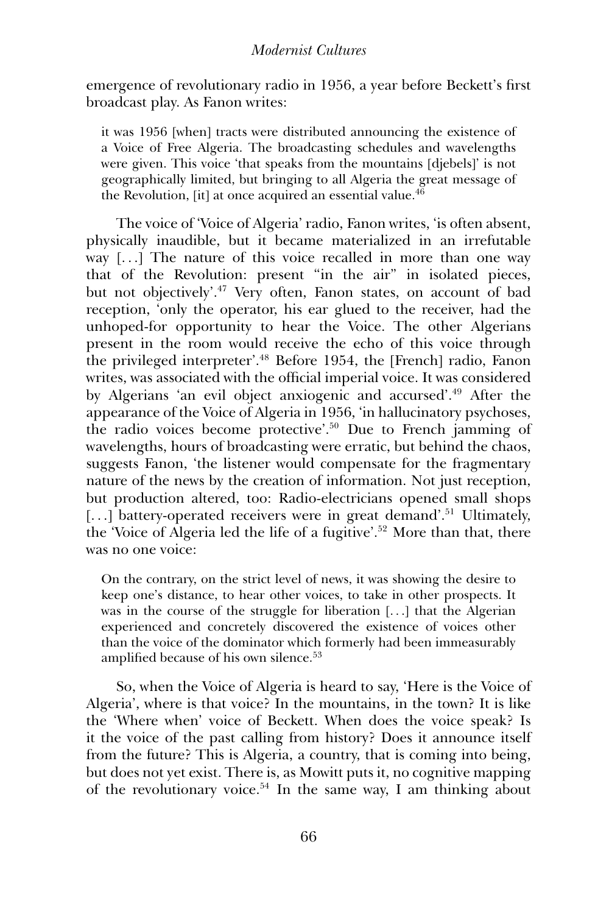emergence of revolutionary radio in 1956, a year before Beckett's first broadcast play. As Fanon writes:

> it was 1956 [when] tracts were distributed announcing the existence of a Voice of Free Algeria. The broadcasting schedules and wavelengths were given. This voice 'that speaks from the mountains [djebels]' is not geographically limited, but bringing to all Algeria the great message of the Revolution, [it] at once acquired an essential value.[46]

The voice of 'Voice of Algeria' radio, Fanon writes, 'is often absent, physically inaudible, but it became materialized in an irrefutable way [. . .] The nature of this voice recalled in more than one way that of the Revolution: present "in the air" in isolated pieces, but not objectively'.[47] Very often, Fanon states, on account of bad reception, 'only the operator, his ear glued to the receiver, had the unhoped-for opportunity to hear the Voice. The other Algerians present in the room would receive the echo of this voice through the privileged interpreter'.[48] Before 1954, the [French] radio, Fanon writes, was associated with the official imperial voice. It was considered by Algerians 'an evil object anxiogenic and accursed'.[49] After the appearance of the Voice of Algeria in 1956, 'in hallucinatory psychoses, the radio voices become protective'.[50] Due to French jamming of wavelengths, hours of broadcasting were erratic, but behind the chaos, suggests Fanon, 'the listener would compensate for the fragmentary nature of the news by the creation of information. Not just reception, but production altered, too: Radio-electricians opened small shops [. . .] battery-operated receivers were in great demand'.[51] Ultimately, the 'Voice of Algeria led the life of a fugitive'.[52] More than that, there was no one voice:

> On the contrary, on the strict level of news, it was showing the desire to keep one's distance, to hear other voices, to take in other prospects. It was in the course of the struggle for liberation [. . .] that the Algerian experienced and concretely discovered the existence of voices other than the voice of the dominator which formerly had been immeasurably amplified because of his own silence.[53]

So, when the Voice of Algeria is heard to say, 'Here is the Voice of Algeria', where is that voice? In the mountains, in the town? It is like the 'Where when' voice of Beckett. When does the voice speak? Is it the voice of the past calling from history? Does it announce itself from the future? This is Algeria, a country, that is coming into being, but does not yet exist. There is, as Mowitt puts it, no cognitive mapping of the revolutionary voice.[54] In the same way, I am thinking about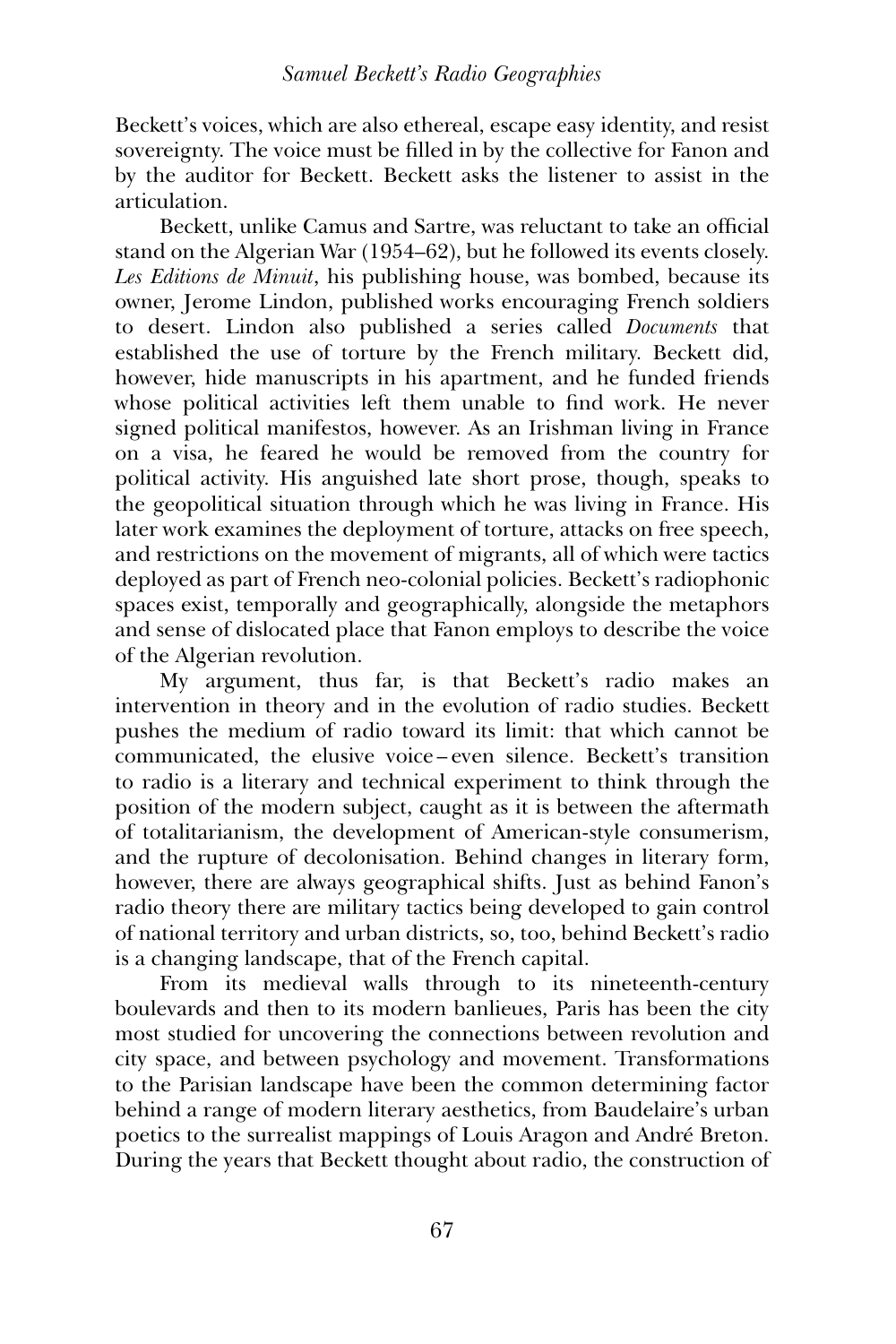Beckett's voices, which are also ethereal, escape easy identity, and resist sovereignty. The voice must be filled in by the collective for Fanon and by the auditor for Beckett. Beckett asks the listener to assist in the articulation.

Beckett, unlike Camus and Sartre, was reluctant to take an official stand on the Algerian War (1954–62), but he followed its events closely. *Les Editions de Minuit*, his publishing house, was bombed, because its owner, Jerome Lindon, published works encouraging French soldiers to desert. Lindon also published a series called *Documents* that established the use of torture by the French military. Beckett did, however, hide manuscripts in his apartment, and he funded friends whose political activities left them unable to find work. He never signed political manifestos, however. As an Irishman living in France on a visa, he feared he would be removed from the country for political activity. His anguished late short prose, though, speaks to the geopolitical situation through which he was living in France. His later work examines the deployment of torture, attacks on free speech, and restrictions on the movement of migrants, all of which were tactics deployed as part of French neo-colonial policies. Beckett's radiophonic spaces exist, temporally and geographically, alongside the metaphors and sense of dislocated place that Fanon employs to describe the voice of the Algerian revolution.

My argument, thus far, is that Beckett's radio makes an intervention in theory and in the evolution of radio studies. Beckett pushes the medium of radio toward its limit: that which cannot be communicated, the elusive voice – even silence. Beckett's transition to radio is a literary and technical experiment to think through the position of the modern subject, caught as it is between the aftermath of totalitarianism, the development of American-style consumerism, and the rupture of decolonisation. Behind changes in literary form, however, there are always geographical shifts. Just as behind Fanon's radio theory there are military tactics being developed to gain control of national territory and urban districts, so, too, behind Beckett's radio is a changing landscape, that of the French capital.

From its medieval walls through to its nineteenth-century boulevards and then to its modern banlieues, Paris has been the city most studied for uncovering the connections between revolution and city space, and between psychology and movement. Transformations to the Parisian landscape have been the common determining factor behind a range of modern literary aesthetics, from Baudelaire's urban poetics to the surrealist mappings of Louis Aragon and André Breton. During the years that Beckett thought about radio, the construction of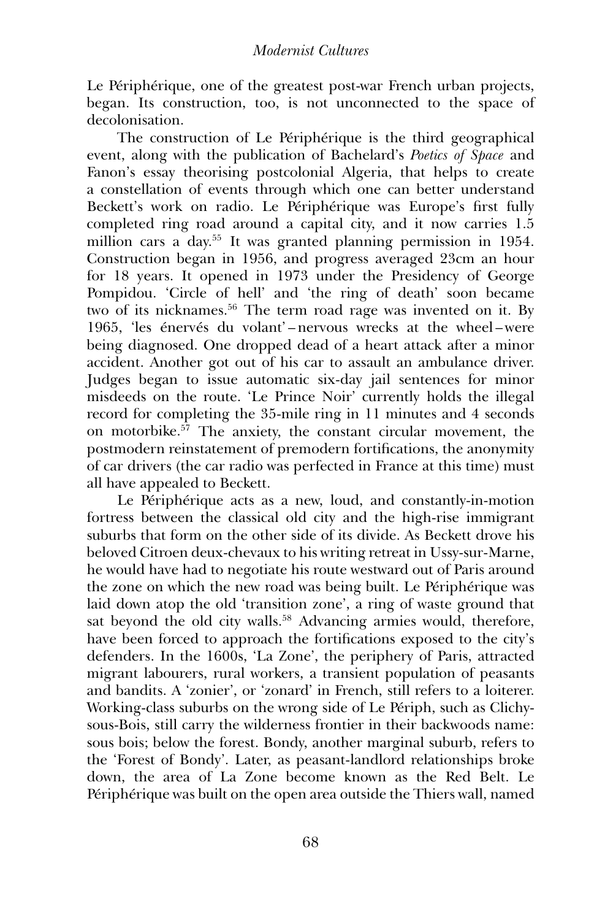Le Périphérique, one of the greatest post-war French urban projects, began. Its construction, too, is not unconnected to the space of decolonisation.

The construction of Le Périphérique is the third geographical event, along with the publication of Bachelard's *Poetics of Space* and Fanon's essay theorising postcolonial Algeria, that helps to create a constellation of events through which one can better understand Beckett's work on radio. Le Périphérique was Europe's first fully completed ring road around a capital city, and it now carries 1.5 million cars a day.[55] It was granted planning permission in 1954. Construction began in 1956, and progress averaged 23cm an hour for 18 years. It opened in 1973 under the Presidency of George Pompidou. 'Circle of hell' and 'the ring of death' soon became two of its nicknames.[56] The term road rage was invented on it. By 1965, 'les énervés du volant' – nervous wrecks at the wheel – were being diagnosed. One dropped dead of a heart attack after a minor accident. Another got out of his car to assault an ambulance driver. Judges began to issue automatic six-day jail sentences for minor misdeeds on the route. 'Le Prince Noir' currently holds the illegal record for completing the 35-mile ring in 11 minutes and 4 seconds on motorbike.[57] The anxiety, the constant circular movement, the postmodern reinstatement of premodern fortifications, the anonymity of car drivers (the car radio was perfected in France at this time) must all have appealed to Beckett.

Le Périphérique acts as a new, loud, and constantly-in-motion fortress between the classical old city and the high-rise immigrant suburbs that form on the other side of its divide. As Beckett drove his beloved Citroen deux-chevaux to his writing retreat in Ussy-sur-Marne, he would have had to negotiate his route westward out of Paris around the zone on which the new road was being built. Le Périphérique was laid down atop the old 'transition zone', a ring of waste ground that sat beyond the old city walls.[58] Advancing armies would, therefore, have been forced to approach the fortifications exposed to the city's defenders. In the 1600s, 'La Zone', the periphery of Paris, attracted migrant labourers, rural workers, a transient population of peasants and bandits. A 'zonier', or 'zonard' in French, still refers to a loiterer. Working-class suburbs on the wrong side of Le Périph, such as Clichy-sous-Bois, still carry the wilderness frontier in their backwoods name: sous bois; below the forest. Bondy, another marginal suburb, refers to the 'Forest of Bondy'. Later, as peasant-landlord relationships broke down, the area of La Zone become known as the Red Belt. Le Périphérique was built on the open area outside the Thiers wall, named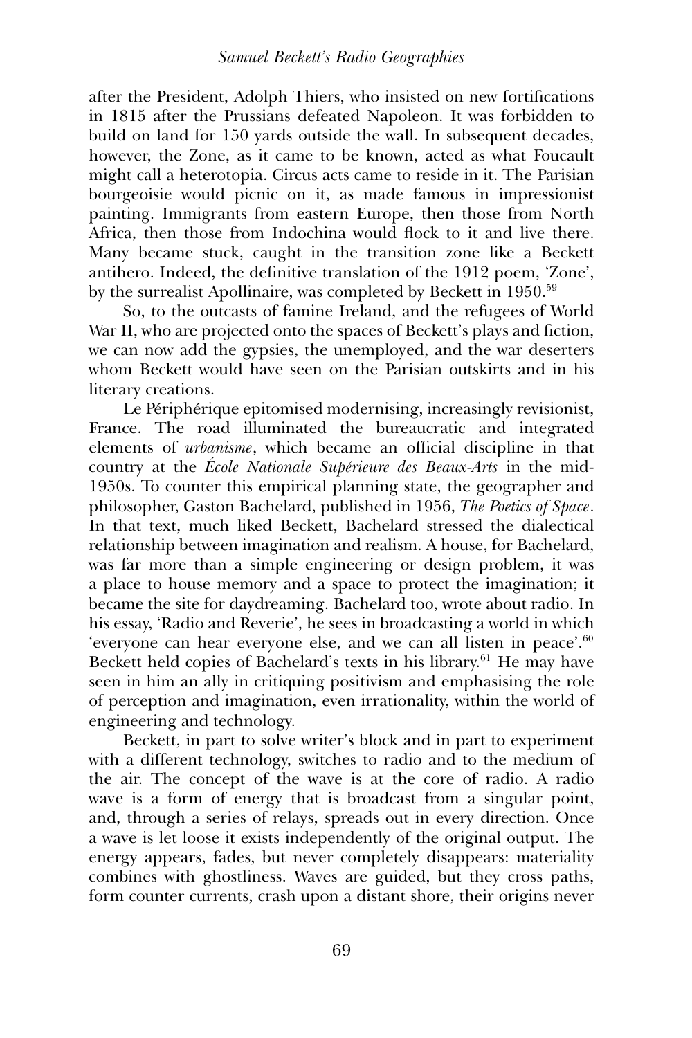after the President, Adolph Thiers, who insisted on new fortifications in 1815 after the Prussians defeated Napoleon. It was forbidden to build on land for 150 yards outside the wall. In subsequent decades, however, the Zone, as it came to be known, acted as what Foucault might call a heterotopia. Circus acts came to reside in it. The Parisian bourgeoisie would picnic on it, as made famous in impressionist painting. Immigrants from eastern Europe, then those from North Africa, then those from Indochina would flock to it and live there. Many became stuck, caught in the transition zone like a Beckett antihero. Indeed, the definitive translation of the 1912 poem, 'Zone', by the surrealist Apollinaire, was completed by Beckett in 1950.[59]

So, to the outcasts of famine Ireland, and the refugees of World War II, who are projected onto the spaces of Beckett's plays and fiction, we can now add the gypsies, the unemployed, and the war deserters whom Beckett would have seen on the Parisian outskirts and in his literary creations.

Le Périphérique epitomised modernising, increasingly revisionist, France. The road illuminated the bureaucratic and integrated elements of *urbanisme*, which became an official discipline in that country at the *École Nationale Supérieure des Beaux-Arts* in the mid-1950s. To counter this empirical planning state, the geographer and philosopher, Gaston Bachelard, published in 1956, *The Poetics of Space*. In that text, much liked Beckett, Bachelard stressed the dialectical relationship between imagination and realism. A house, for Bachelard, was far more than a simple engineering or design problem, it was a place to house memory and a space to protect the imagination; it became the site for daydreaming. Bachelard too, wrote about radio. In his essay, 'Radio and Reverie', he sees in broadcasting a world in which 'everyone can hear everyone else, and we can all listen in peace'.[60] Beckett held copies of Bachelard's texts in his library.[61] He may have seen in him an ally in critiquing positivism and emphasising the role of perception and imagination, even irrationality, within the world of engineering and technology.

Beckett, in part to solve writer's block and in part to experiment with a different technology, switches to radio and to the medium of the air. The concept of the wave is at the core of radio. A radio wave is a form of energy that is broadcast from a singular point, and, through a series of relays, spreads out in every direction. Once a wave is let loose it exists independently of the original output. The energy appears, fades, but never completely disappears: materiality combines with ghostliness. Waves are guided, but they cross paths, form counter currents, crash upon a distant shore, their origins never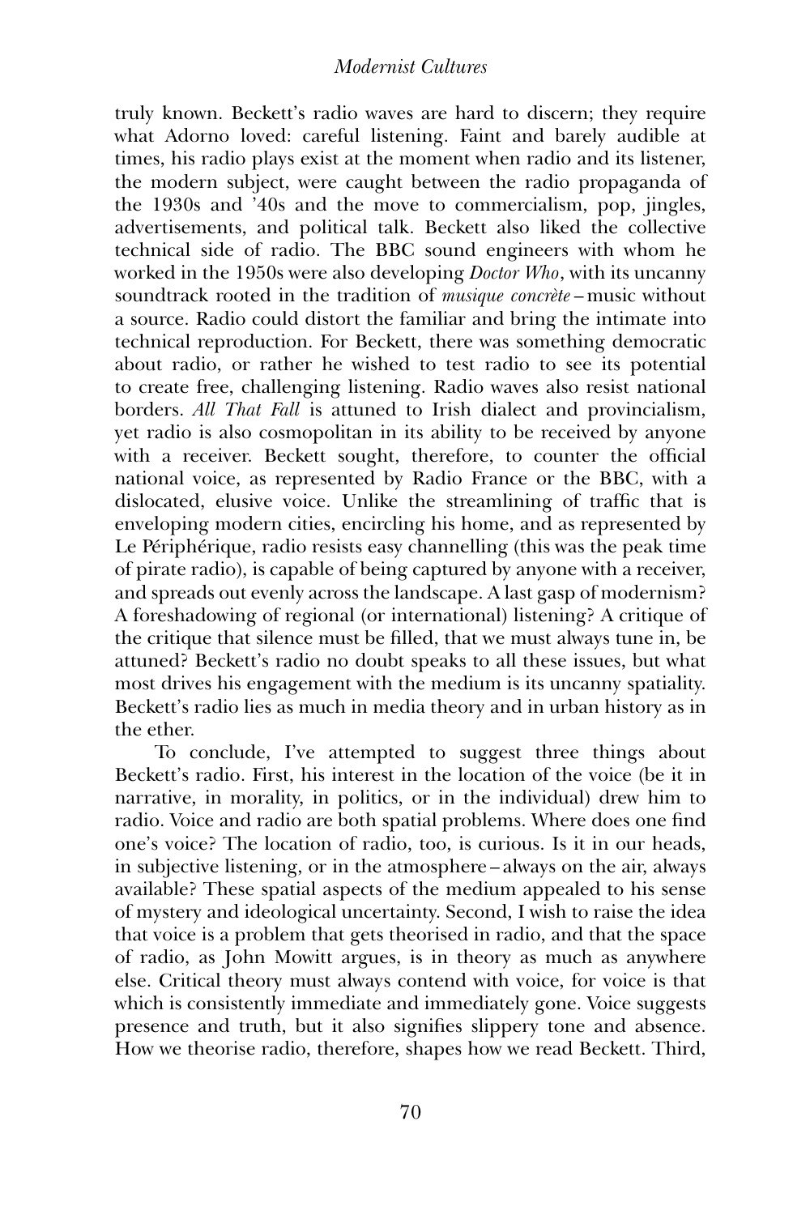truly known. Beckett's radio waves are hard to discern; they require what Adorno loved: careful listening. Faint and barely audible at times, his radio plays exist at the moment when radio and its listener, the modern subject, were caught between the radio propaganda of the 1930s and '40s and the move to commercialism, pop, jingles, advertisements, and political talk. Beckett also liked the collective technical side of radio. The BBC sound engineers with whom he worked in the 1950s were also developing *Doctor Who*, with its uncanny soundtrack rooted in the tradition of *musique concrète* – music without a source. Radio could distort the familiar and bring the intimate into technical reproduction. For Beckett, there was something democratic about radio, or rather he wished to test radio to see its potential to create free, challenging listening. Radio waves also resist national borders. *All That Fall* is attuned to Irish dialect and provincialism, yet radio is also cosmopolitan in its ability to be received by anyone with a receiver. Beckett sought, therefore, to counter the official national voice, as represented by Radio France or the BBC, with a dislocated, elusive voice. Unlike the streamlining of traffic that is enveloping modern cities, encircling his home, and as represented by Le Périphérique, radio resists easy channelling (this was the peak time of pirate radio), is capable of being captured by anyone with a receiver, and spreads out evenly across the landscape. A last gasp of modernism? A foreshadowing of regional (or international) listening? A critique of the critique that silence must be filled, that we must always tune in, be attuned? Beckett's radio no doubt speaks to all these issues, but what most drives his engagement with the medium is its uncanny spatiality. Beckett's radio lies as much in media theory and in urban history as in the ether.

To conclude, I've attempted to suggest three things about Beckett's radio. First, his interest in the location of the voice (be it in narrative, in morality, in politics, or in the individual) drew him to radio. Voice and radio are both spatial problems. Where does one find one's voice? The location of radio, too, is curious. Is it in our heads, in subjective listening, or in the atmosphere – always on the air, always available? These spatial aspects of the medium appealed to his sense of mystery and ideological uncertainty. Second, I wish to raise the idea that voice is a problem that gets theorised in radio, and that the space of radio, as John Mowitt argues, is in theory as much as anywhere else. Critical theory must always contend with voice, for voice is that which is consistently immediate and immediately gone. Voice suggests presence and truth, but it also signifies slippery tone and absence. How we theorise radio, therefore, shapes how we read Beckett. Third,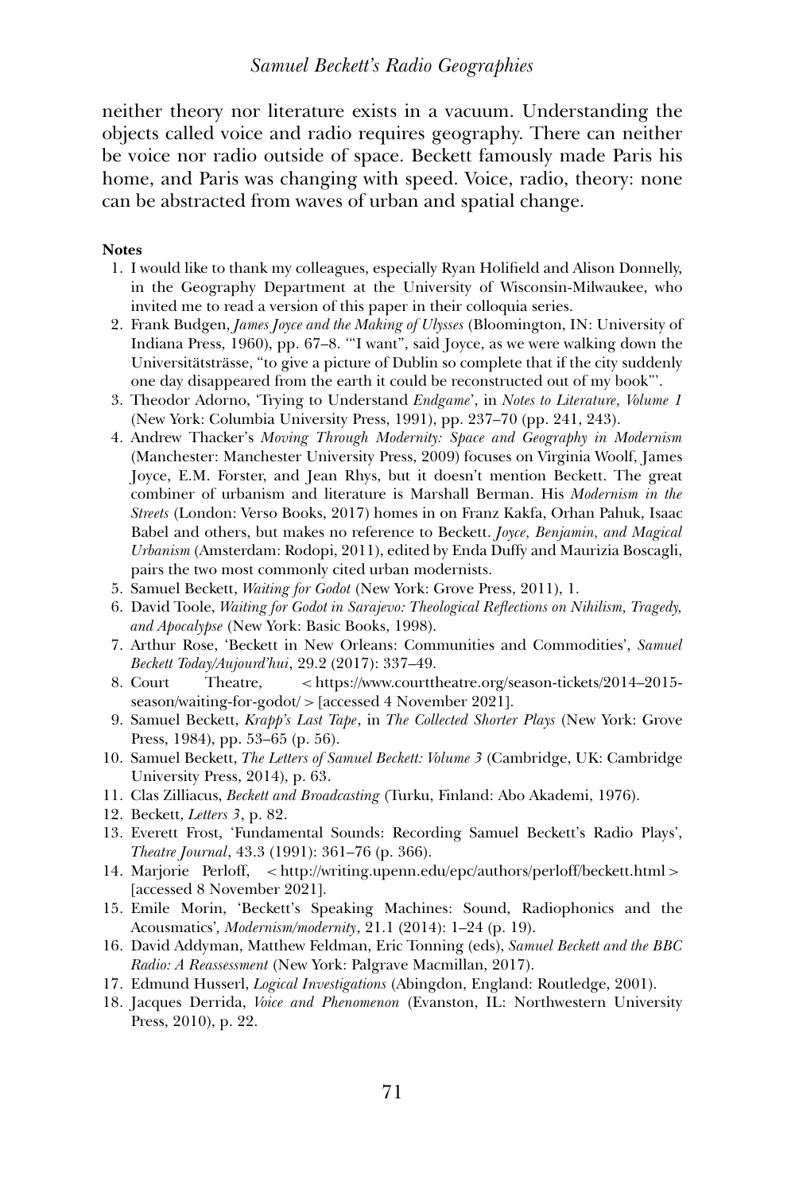neither theory nor literature exists in a vacuum. Understanding the objects called voice and radio requires geography. There can neither be voice nor radio outside of space. Beckett famously made Paris his home, and Paris was changing with speed. Voice, radio, theory: none can be abstracted from waves of urban and spatial change.

**Notes**

1. I would like to thank my colleagues, especially Ryan Holifield and Alison Donnelly, in the Geography Department at the University of Wisconsin-Milwaukee, who invited me to read a version of this paper in their colloquia series.
2. Frank Budgen, *James Joyce and the Making of Ulysses* (Bloomington, IN: University of Indiana Press, 1960), pp. 67–8. '"I want", said Joyce, as we were walking down the Universitätsträsse, "to give a picture of Dublin so complete that if the city suddenly one day disappeared from the earth it could be reconstructed out of my book"'.
3. Theodor Adorno, 'Trying to Understand *Endgame*', in *Notes to Literature, Volume 1* (New York: Columbia University Press, 1991), pp. 237–70 (pp. 241, 243).
4. Andrew Thacker's *Moving Through Modernity: Space and Geography in Modernism* (Manchester: Manchester University Press, 2009) focuses on Virginia Woolf, James Joyce, E.M. Forster, and Jean Rhys, but it doesn't mention Beckett. The great combiner of urbanism and literature is Marshall Berman. His *Modernism in the Streets* (London: Verso Books, 2017) homes in on Franz Kakfa, Orhan Pahuk, Isaac Babel and others, but makes no reference to Beckett. *Joyce, Benjamin, and Magical Urbanism* (Amsterdam: Rodopi, 2011), edited by Enda Duffy and Maurizia Boscagli, pairs the two most commonly cited urban modernists.
5. Samuel Beckett, *Waiting for Godot* (New York: Grove Press, 2011), 1.
6. David Toole, *Waiting for Godot in Sarajevo: Theological Reflections on Nihilism, Tragedy, and Apocalypse* (New York: Basic Books, 1998).
7. Arthur Rose, 'Beckett in New Orleans: Communities and Commodities', *Samuel Beckett Today/Aujourd'hui*, 29.2 (2017): 337–49.
8. Court Theatre, <https://www.courttheatre.org/season-tickets/2014–2015-season/waiting-for-godot/> [accessed 4 November 2021].
9. Samuel Beckett, *Krapp's Last Tape*, in *The Collected Shorter Plays* (New York: Grove Press, 1984), pp. 53–65 (p. 56).
10. Samuel Beckett, *The Letters of Samuel Beckett: Volume 3* (Cambridge, UK: Cambridge University Press, 2014), p. 63.
11. Clas Zilliacus, *Beckett and Broadcasting* (Turku, Finland: Abo Akademi, 1976).
12. Beckett, *Letters 3*, p. 82.
13. Everett Frost, 'Fundamental Sounds: Recording Samuel Beckett's Radio Plays', *Theatre Journal*, 43.3 (1991): 361–76 (p. 366).
14. Marjorie Perloff, <http://writing.upenn.edu/epc/authors/perloff/beckett.html> [accessed 8 November 2021].
15. Emile Morin, 'Beckett's Speaking Machines: Sound, Radiophonics and the Acousmatics', *Modernism/modernity*, 21.1 (2014): 1–24 (p. 19).
16. David Addyman, Matthew Feldman, Eric Tonning (eds), *Samuel Beckett and the BBC Radio: A Reassessment* (New York: Palgrave Macmillan, 2017).
17. Edmund Husserl, *Logical Investigations* (Abingdon, England: Routledge, 2001).
18. Jacques Derrida, *Voice and Phenomenon* (Evanston, IL: Northwestern University Press, 2010), p. 22.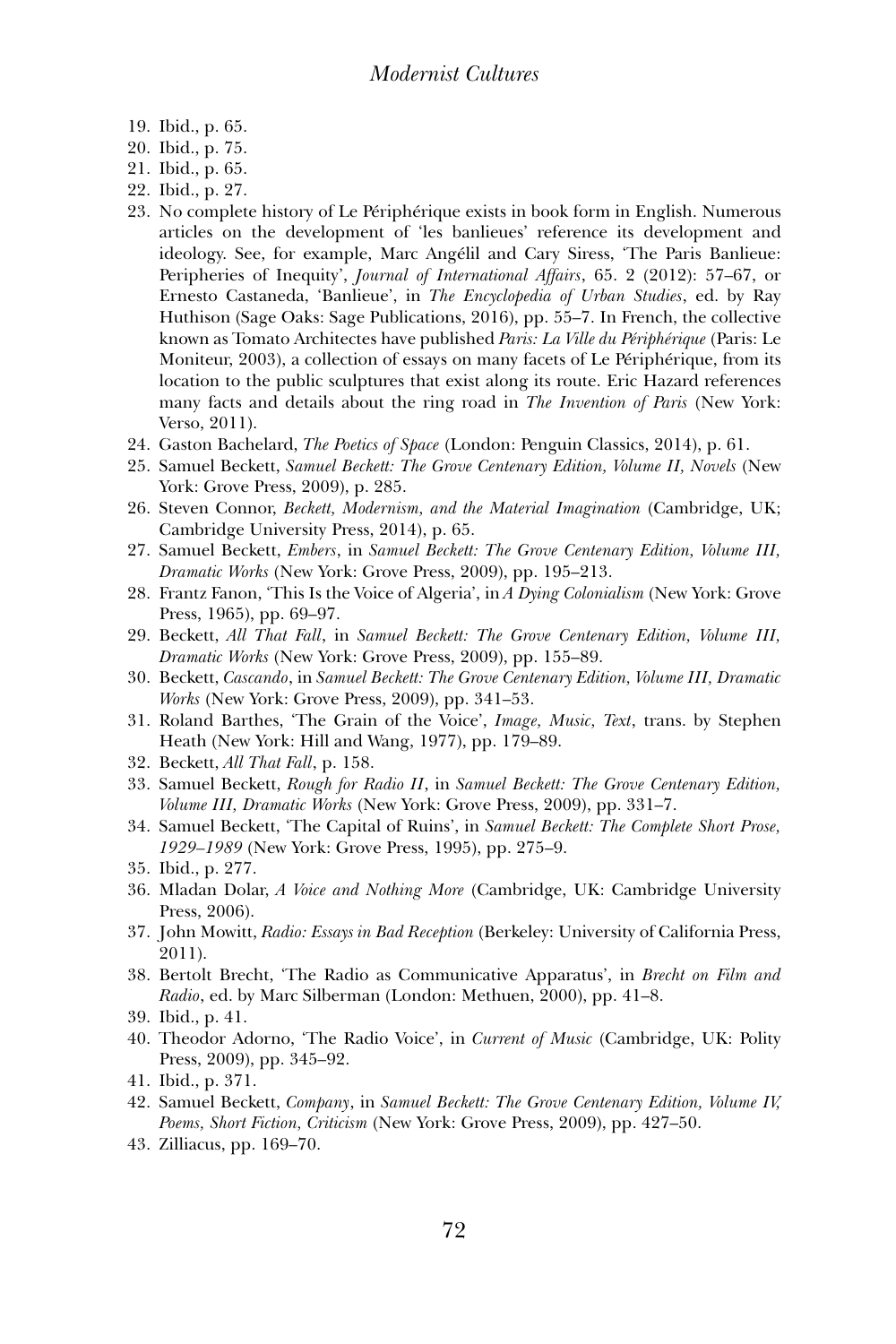19. Ibid., p. 65.
20. Ibid., p. 75.
21. Ibid., p. 65.
22. Ibid., p. 27.
23. No complete history of Le Périphérique exists in book form in English. Numerous articles on the development of 'les banlieues' reference its development and ideology. See, for example, Marc Angélil and Cary Siress, 'The Paris Banlieue: Peripheries of Inequity', *Journal of International Affairs*, 65. 2 (2012): 57–67, or Ernesto Castaneda, 'Banlieue', in *The Encyclopedia of Urban Studies*, ed. by Ray Huthison (Sage Oaks: Sage Publications, 2016), pp. 55–7. In French, the collective known as Tomato Architectes have published *Paris: La Ville du Périphérique* (Paris: Le Moniteur, 2003), a collection of essays on many facets of Le Périphérique, from its location to the public sculptures that exist along its route. Eric Hazard references many facts and details about the ring road in *The Invention of Paris* (New York: Verso, 2011).
24. Gaston Bachelard, *The Poetics of Space* (London: Penguin Classics, 2014), p. 61.
25. Samuel Beckett, *Samuel Beckett: The Grove Centenary Edition, Volume II, Novels* (New York: Grove Press, 2009), p. 285.
26. Steven Connor, *Beckett, Modernism, and the Material Imagination* (Cambridge, UK; Cambridge University Press, 2014), p. 65.
27. Samuel Beckett, *Embers*, in *Samuel Beckett: The Grove Centenary Edition, Volume III, Dramatic Works* (New York: Grove Press, 2009), pp. 195–213.
28. Frantz Fanon, 'This Is the Voice of Algeria', in *A Dying Colonialism* (New York: Grove Press, 1965), pp. 69–97.
29. Beckett, *All That Fall*, in *Samuel Beckett: The Grove Centenary Edition, Volume III, Dramatic Works* (New York: Grove Press, 2009), pp. 155–89.
30. Beckett, *Cascando*, in *Samuel Beckett: The Grove Centenary Edition, Volume III, Dramatic Works* (New York: Grove Press, 2009), pp. 341–53.
31. Roland Barthes, 'The Grain of the Voice', *Image, Music, Text*, trans. by Stephen Heath (New York: Hill and Wang, 1977), pp. 179–89.
32. Beckett, *All That Fall*, p. 158.
33. Samuel Beckett, *Rough for Radio II*, in *Samuel Beckett: The Grove Centenary Edition, Volume III, Dramatic Works* (New York: Grove Press, 2009), pp. 331–7.
34. Samuel Beckett, 'The Capital of Ruins', in *Samuel Beckett: The Complete Short Prose, 1929–1989* (New York: Grove Press, 1995), pp. 275–9.
35. Ibid., p. 277.
36. Mladan Dolar, *A Voice and Nothing More* (Cambridge, UK: Cambridge University Press, 2006).
37. John Mowitt, *Radio: Essays in Bad Reception* (Berkeley: University of California Press, 2011).
38. Bertolt Brecht, 'The Radio as Communicative Apparatus', in *Brecht on Film and Radio*, ed. by Marc Silberman (London: Methuen, 2000), pp. 41–8.
39. Ibid., p. 41.
40. Theodor Adorno, 'The Radio Voice', in *Current of Music* (Cambridge, UK: Polity Press, 2009), pp. 345–92.
41. Ibid., p. 371.
42. Samuel Beckett, *Company*, in *Samuel Beckett: The Grove Centenary Edition, Volume IV, Poems, Short Fiction, Criticism* (New York: Grove Press, 2009), pp. 427–50.
43. Zilliacus, pp. 169–70.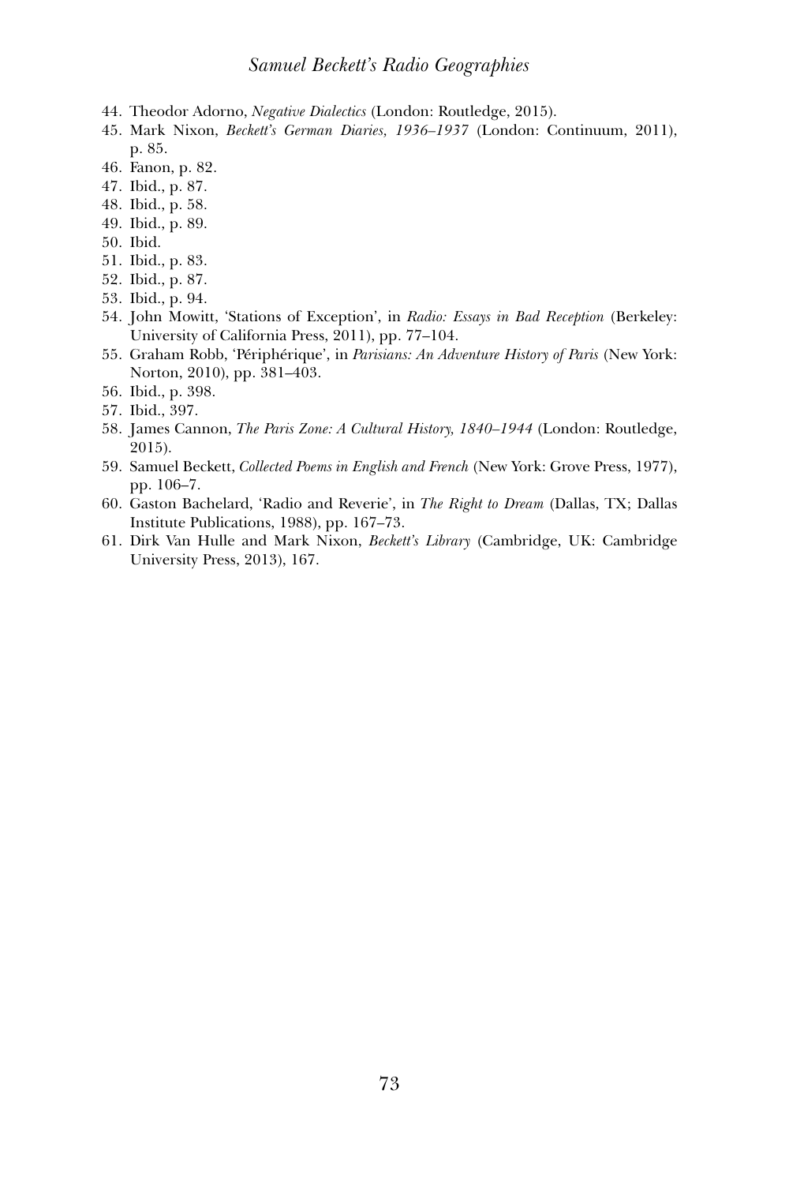44. Theodor Adorno, *Negative Dialectics* (London: Routledge, 2015).
45. Mark Nixon, *Beckett's German Diaries, 1936–1937* (London: Continuum, 2011), p. 85.
46. Fanon, p. 82.
47. Ibid., p. 87.
48. Ibid., p. 58.
49. Ibid., p. 89.
50. Ibid.
51. Ibid., p. 83.
52. Ibid., p. 87.
53. Ibid., p. 94.
54. John Mowitt, 'Stations of Exception', in *Radio: Essays in Bad Reception* (Berkeley: University of California Press, 2011), pp. 77–104.
55. Graham Robb, 'Périphérique', in *Parisians: An Adventure History of Paris* (New York: Norton, 2010), pp. 381–403.
56. Ibid., p. 398.
57. Ibid., 397.
58. James Cannon, *The Paris Zone: A Cultural History, 1840–1944* (London: Routledge, 2015).
59. Samuel Beckett, *Collected Poems in English and French* (New York: Grove Press, 1977), pp. 106–7.
60. Gaston Bachelard, 'Radio and Reverie', in *The Right to Dream* (Dallas, TX; Dallas Institute Publications, 1988), pp. 167–73.
61. Dirk Van Hulle and Mark Nixon, *Beckett's Library* (Cambridge, UK: Cambridge University Press, 2013), 167.